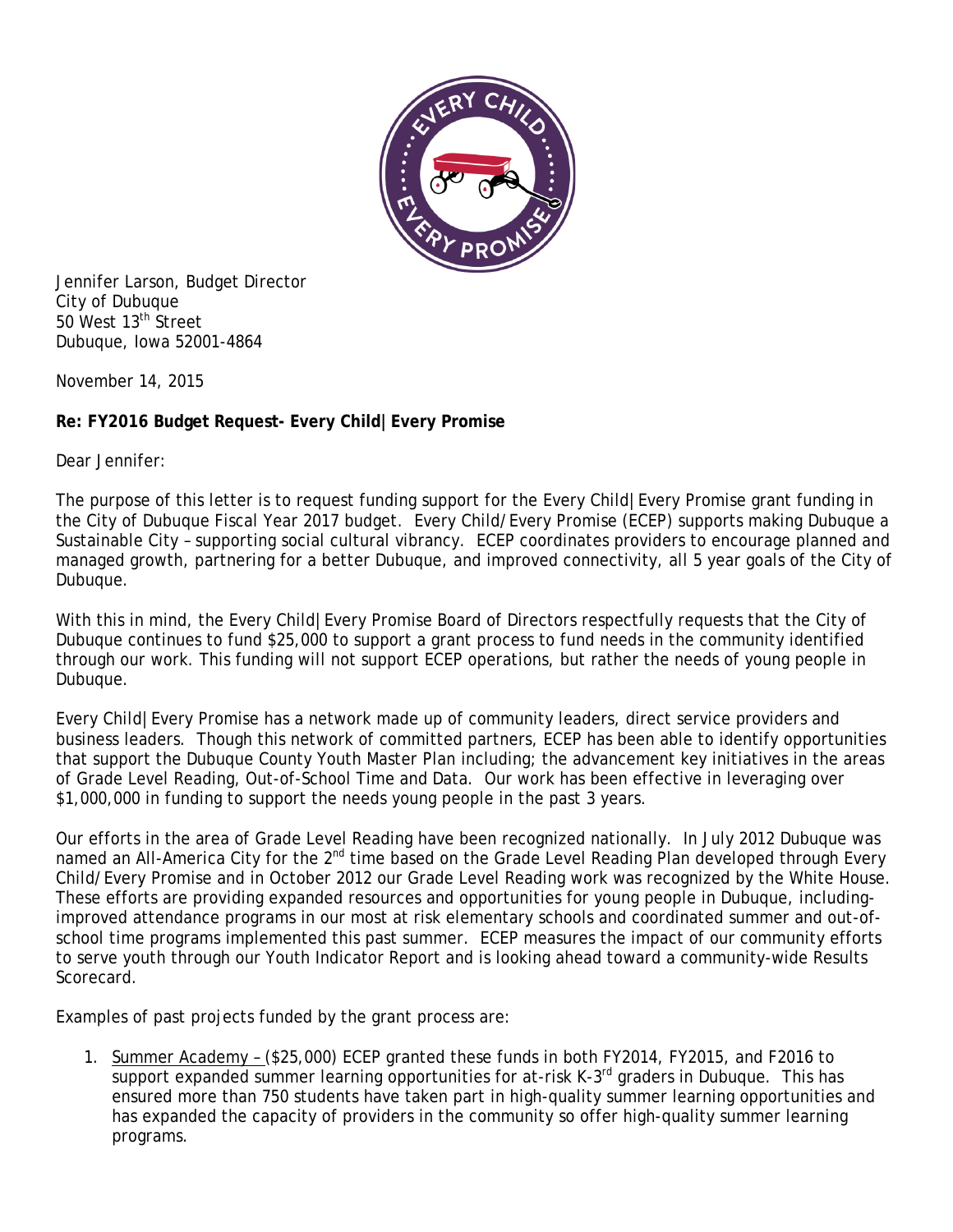Jennifer Larson, Budget Director
City of Dubuque
50 West 13th Street
Dubuque, Iowa 52001-4864

November 14, 2015

**Re: FY2016 Budget Request- Every Child|Every Promise**

Dear Jennifer:

The purpose of this letter is to request funding support for the Every Child|Every Promise grant funding in the City of Dubuque Fiscal Year 2017 budget. Every Child/Every Promise (ECEP) supports making Dubuque a Sustainable City – supporting social cultural vibrancy. ECEP coordinates providers to encourage planned and managed growth, partnering for a better Dubuque, and improved connectivity, all 5 year goals of the City of Dubuque.

With this in mind, the Every Child|Every Promise Board of Directors respectfully requests that the City of Dubuque continues to fund $25,000 to support a grant process to fund needs in the community identified through our work. This funding will not support ECEP operations, but rather the needs of young people in Dubuque.

Every Child|Every Promise has a network made up of community leaders, direct service providers and business leaders. Though this network of committed partners, ECEP has been able to identify opportunities that support the Dubuque County Youth Master Plan including; the advancement key initiatives in the areas of Grade Level Reading, Out-of-School Time and Data. Our work has been effective in leveraging over $1,000,000 in funding to support the needs young people in the past 3 years.

Our efforts in the area of Grade Level Reading have been recognized nationally. In July 2012 Dubuque was named an All-America City for the 2nd time based on the Grade Level Reading Plan developed through Every Child/Every Promise and in October 2012 our Grade Level Reading work was recognized by the White House. These efforts are providing expanded resources and opportunities for young people in Dubuque, including- improved attendance programs in our most at risk elementary schools and coordinated summer and out-of-school time programs implemented this past summer. ECEP measures the impact of our community efforts to serve youth through our Youth Indicator Report and is looking ahead toward a community-wide Results Scorecard.

Examples of past projects funded by the grant process are:

1. Summer Academy – ($25,000) ECEP granted these funds in both FY2014, FY2015, and F2016 to support expanded summer learning opportunities for at-risk K-3rd graders in Dubuque. This has ensured more than 750 students have taken part in high-quality summer learning opportunities and has expanded the capacity of providers in the community so offer high-quality summer learning programs.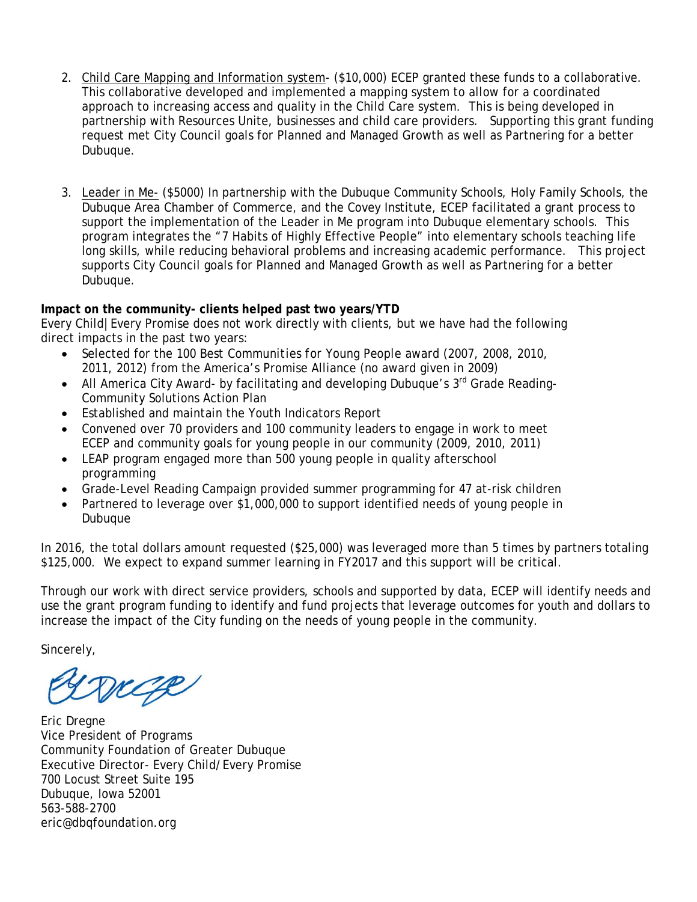2. Child Care Mapping and Information system- ($10,000) ECEP granted these funds to a collaborative. This collaborative developed and implemented a mapping system to allow for a coordinated approach to increasing access and quality in the Child Care system. This is being developed in partnership with Resources Unite, businesses and child care providers. Supporting this grant funding request met City Council goals for Planned and Managed Growth as well as Partnering for a better Dubuque.

3. Leader in Me- ($5000) In partnership with the Dubuque Community Schools, Holy Family Schools, the Dubuque Area Chamber of Commerce, and the Covey Institute, ECEP facilitated a grant process to support the implementation of the Leader in Me program into Dubuque elementary schools. This program integrates the "7 Habits of Highly Effective People" into elementary schools teaching life long skills, while reducing behavioral problems and increasing academic performance. This project supports City Council goals for Planned and Managed Growth as well as Partnering for a better Dubuque.

**Impact on the community- clients helped past two years/YTD**

Every Child|Every Promise does not work directly with clients, but we have had the following direct impacts in the past two years:

- Selected for the 100 Best Communities for Young People award (2007, 2008, 2010, 2011, 2012) from the America's Promise Alliance (no award given in 2009)
- All America City Award- by facilitating and developing Dubuque's 3rd Grade Reading- Community Solutions Action Plan
- Established and maintain the Youth Indicators Report
- Convened over 70 providers and 100 community leaders to engage in work to meet ECEP and community goals for young people in our community (2009, 2010, 2011)
- LEAP program engaged more than 500 young people in quality afterschool programming
- Grade-Level Reading Campaign provided summer programming for 47 at-risk children
- Partnered to leverage over $1,000,000 to support identified needs of young people in Dubuque

In 2016, the total dollars amount requested ($25,000) was leveraged more than 5 times by partners totaling $125,000. We expect to expand summer learning in FY2017 and this support will be critical.

Through our work with direct service providers, schools and supported by data, ECEP will identify needs and use the grant program funding to identify and fund projects that leverage outcomes for youth and dollars to increase the impact of the City funding on the needs of young people in the community.

Sincerely,

Eric Dregne
Vice President of Programs
Community Foundation of Greater Dubuque
Executive Director- Every Child/Every Promise
700 Locust Street Suite 195
Dubuque, Iowa 52001
563-588-2700
eric@dbqfoundation.org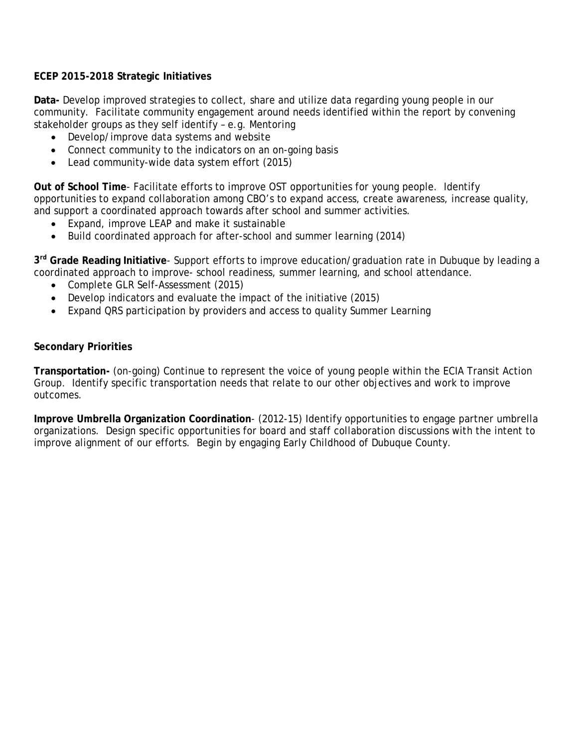**ECEP 2015-2018 Strategic Initiatives**

**Data-** Develop improved strategies to collect, share and utilize data regarding young people in our community. Facilitate community engagement around needs identified within the report by convening stakeholder groups as they self identify – e.g. Mentoring

- Develop/improve data systems and website
- Connect community to the indicators on an on-going basis
- Lead community-wide data system effort (2015)

**Out of School Time**- Facilitate efforts to improve OST opportunities for young people. Identify opportunities to expand collaboration among CBO's to expand access, create awareness, increase quality, and support a coordinated approach towards after school and summer activities.

- Expand, improve LEAP and make it sustainable
- Build coordinated approach for after-school and summer learning (2014)

**3rd Grade Reading Initiative**- Support efforts to improve education/graduation rate in Dubuque by leading a coordinated approach to improve- school readiness, summer learning, and school attendance.

- Complete GLR Self-Assessment (2015)
- Develop indicators and evaluate the impact of the initiative (2015)
- Expand QRS participation by providers and access to quality Summer Learning

**Secondary Priorities**

**Transportation-** (on-going) Continue to represent the voice of young people within the ECIA Transit Action Group. Identify specific transportation needs that relate to our other objectives and work to improve outcomes.

**Improve Umbrella Organization Coordination**- (2012-15) Identify opportunities to engage partner umbrella organizations. Design specific opportunities for board and staff collaboration discussions with the intent to improve alignment of our efforts. Begin by engaging Early Childhood of Dubuque County.